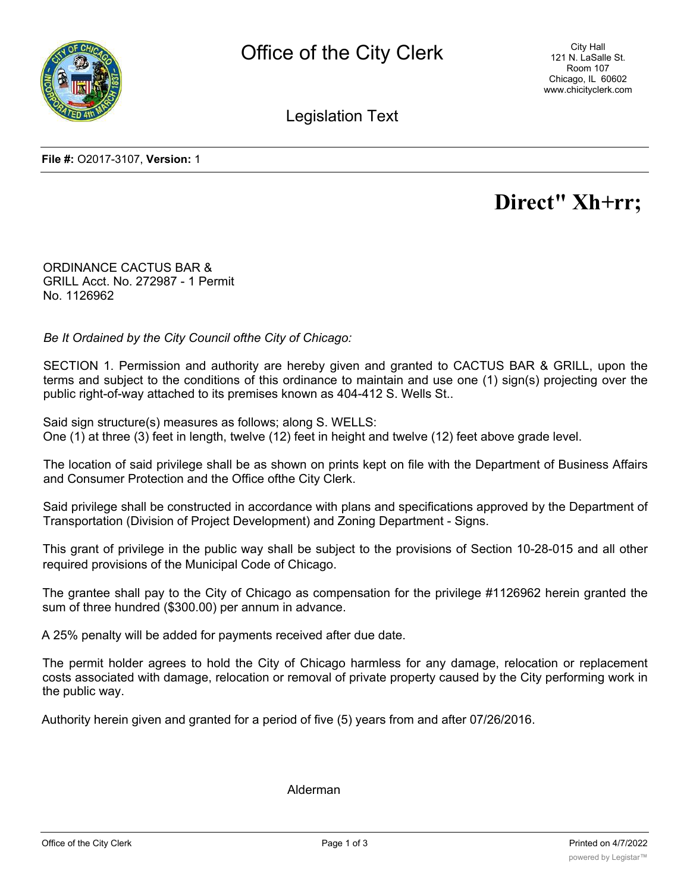# Office of the City Clerk

City Hall
121 N. LaSalle St.
Room 107
Chicago, IL 60602
www.chicityclerk.com

## Legislation Text

**File #:** O2017-3107, **Version:** 1

# Direct" Xh+rr;

ORDINANCE CACTUS BAR & GRILL Acct. No. 272987 - 1 Permit No. 1126962

*Be It Ordained by the City Council ofthe City of Chicago:*

SECTION 1. Permission and authority are hereby given and granted to CACTUS BAR & GRILL, upon the terms and subject to the conditions of this ordinance to maintain and use one (1) sign(s) projecting over the public right-of-way attached to its premises known as 404-412 S. Wells St..

Said sign structure(s) measures as follows; along S. WELLS:
One (1) at three (3) feet in length, twelve (12) feet in height and twelve (12) feet above grade level.

The location of said privilege shall be as shown on prints kept on file with the Department of Business Affairs and Consumer Protection and the Office ofthe City Clerk.

Said privilege shall be constructed in accordance with plans and specifications approved by the Department of Transportation (Division of Project Development) and Zoning Department - Signs.

This grant of privilege in the public way shall be subject to the provisions of Section 10-28-015 and all other required provisions of the Municipal Code of Chicago.

The grantee shall pay to the City of Chicago as compensation for the privilege #1126962 herein granted the sum of three hundred ($300.00) per annum in advance.

A 25% penalty will be added for payments received after due date.

The permit holder agrees to hold the City of Chicago harmless for any damage, relocation or replacement costs associated with damage, relocation or removal of private property caused by the City performing work in the public way.

Authority herein given and granted for a period of five (5) years from and after 07/26/2016.

Alderman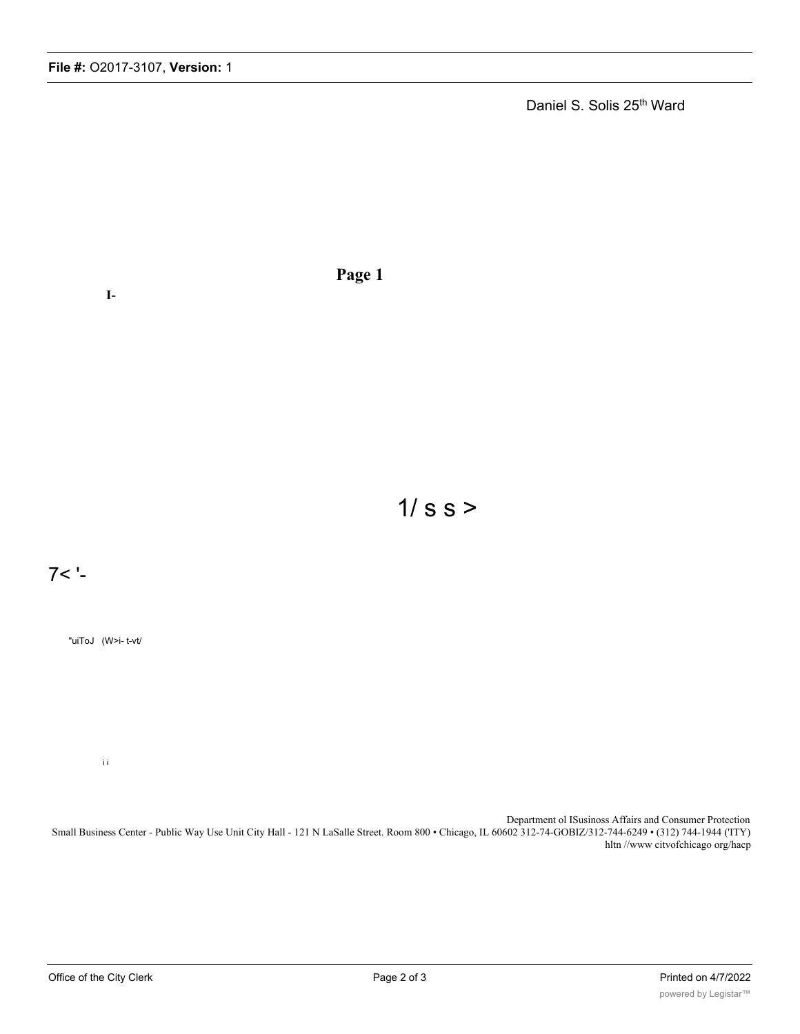Daniel S. Solis 25th Ward

**Page 1**

**I-**

1/ s s >

7< '-

"uiToJ (W>i- t-vt/

i i

Department ol ISusinoss Affairs and Consumer Protection
Small Business Center - Public Way Use Unit City Hall - 121 N LaSalle Street. Room 800 • Chicago, IL 60602 312-74-GOBIZ/312-744-6249 • (312) 744-1944 ('ITY)
hltn //www citvofchicago org/hacp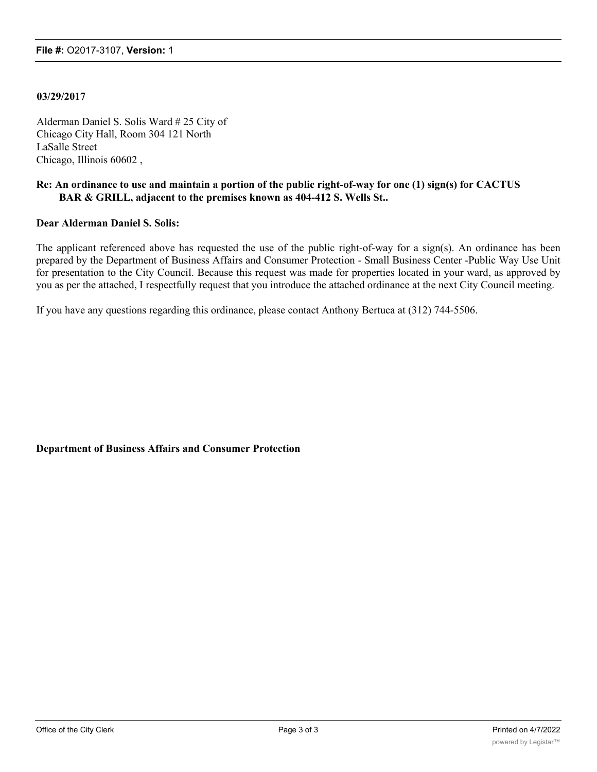**03/29/2017**

Alderman Daniel S. Solis Ward # 25 City of
Chicago City Hall, Room 304 121 North
LaSalle Street
Chicago, Illinois 60602 ,

**Re: An ordinance to use and maintain a portion of the public right-of-way for one (1) sign(s) for CACTUS BAR & GRILL, adjacent to the premises known as 404-412 S. Wells St..**

**Dear Alderman Daniel S. Solis:**

The applicant referenced above has requested the use of the public right-of-way for a sign(s). An ordinance has been prepared by the Department of Business Affairs and Consumer Protection - Small Business Center -Public Way Use Unit for presentation to the City Council. Because this request was made for properties located in your ward, as approved by you as per the attached, I respectfully request that you introduce the attached ordinance at the next City Council meeting.

If you have any questions regarding this ordinance, please contact Anthony Bertuca at (312) 744-5506.

**Department of Business Affairs and Consumer Protection**